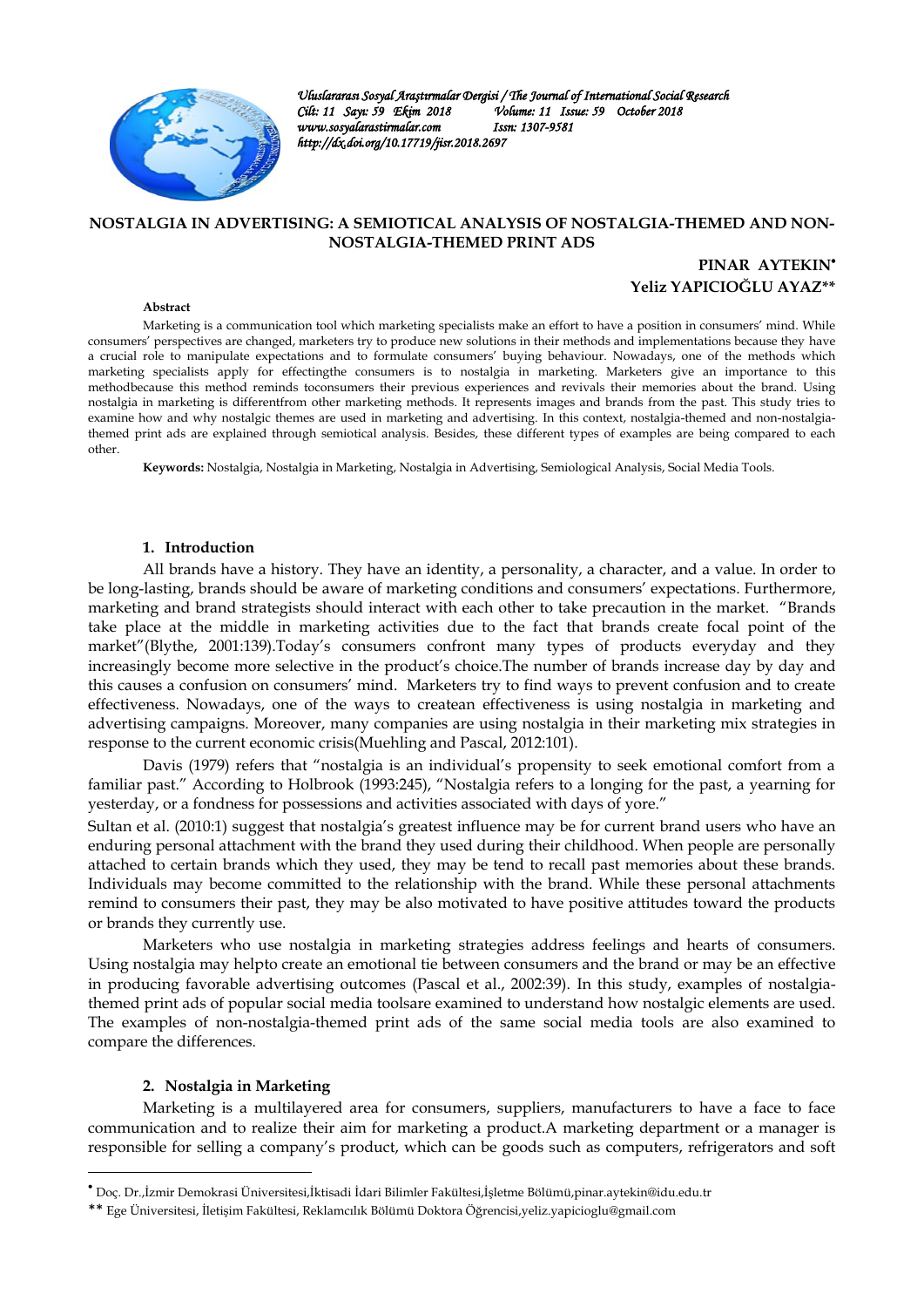*Uluslararası Sosyal Araştırmalar Dergisi / The Journal of International Social Research*
*Cilt: 11 Sayı: 59 Ekim 2018 Volume: 11 Issue: 59 October 2018*
*www.sosyalarastirmalar.com Issn: 1307-9581*
*http://dx.doi.org/10.17719/jisr.2018.2697*

# NOSTALGIA IN ADVERTISING: A SEMIOTICAL ANALYSIS OF NOSTALGIA-THEMED AND NON-NOSTALGIA-THEMED PRINT ADS

**PINAR AYTEKIN•**
**Yeliz YAPICIOĞLU AYAZ\*\***

**Abstract**

Marketing is a communication tool which marketing specialists make an effort to have a position in consumers' mind. While consumers' perspectives are changed, marketers try to produce new solutions in their methods and implementations because they have a crucial role to manipulate expectations and to formulate consumers' buying behaviour. Nowadays, one of the methods which marketing specialists apply for effectingthe consumers is to nostalgia in marketing. Marketers give an importance to this methodbecause this method reminds toconsumers their previous experiences and revivals their memories about the brand. Using nostalgia in marketing is differentfrom other marketing methods. It represents images and brands from the past. This study tries to examine how and why nostalgic themes are used in marketing and advertising. In this context, nostalgia-themed and non-nostalgia-themed print ads are explained through semiotical analysis. Besides, these different types of examples are being compared to each other.

**Keywords:** Nostalgia, Nostalgia in Marketing, Nostalgia in Advertising, Semiological Analysis, Social Media Tools.

## 1. Introduction

All brands have a history. They have an identity, a personality, a character, and a value. In order to be long-lasting, brands should be aware of marketing conditions and consumers' expectations. Furthermore, marketing and brand strategists should interact with each other to take precaution in the market. "Brands take place at the middle in marketing activities due to the fact that brands create focal point of the market"(Blythe, 2001:139).Today's consumers confront many types of products everyday and they increasingly become more selective in the product's choice.The number of brands increase day by day and this causes a confusion on consumers' mind. Marketers try to find ways to prevent confusion and to create effectiveness. Nowadays, one of the ways to createan effectiveness is using nostalgia in marketing and advertising campaigns. Moreover, many companies are using nostalgia in their marketing mix strategies in response to the current economic crisis(Muehling and Pascal, 2012:101).

Davis (1979) refers that "nostalgia is an individual's propensity to seek emotional comfort from a familiar past." According to Holbrook (1993:245), "Nostalgia refers to a longing for the past, a yearning for yesterday, or a fondness for possessions and activities associated with days of yore."

Sultan et al. (2010:1) suggest that nostalgia's greatest influence may be for current brand users who have an enduring personal attachment with the brand they used during their childhood. When people are personally attached to certain brands which they used, they may be tend to recall past memories about these brands. Individuals may become committed to the relationship with the brand. While these personal attachments remind to consumers their past, they may be also motivated to have positive attitudes toward the products or brands they currently use.

Marketers who use nostalgia in marketing strategies address feelings and hearts of consumers. Using nostalgia may helpto create an emotional tie between consumers and the brand or may be an effective in producing favorable advertising outcomes (Pascal et al., 2002:39). In this study, examples of nostalgia-themed print ads of popular social media toolsare examined to understand how nostalgic elements are used. The examples of non-nostalgia-themed print ads of the same social media tools are also examined to compare the differences.

## 2. Nostalgia in Marketing

Marketing is a multilayered area for consumers, suppliers, manufacturers to have a face to face communication and to realize their aim for marketing a product.A marketing department or a manager is responsible for selling a company's product, which can be goods such as computers, refrigerators and soft

---

• Doç. Dr.,İzmir Demokrasi Üniversitesi,İktisadi İdari Bilimler Fakültesi,İşletme Bölümü,pinar.aytekin@idu.edu.tr

\*\* Ege Üniversitesi, İletişim Fakültesi, Reklamcılık Bölümü Doktora Öğrencisi,yeliz.yapicioglu@gmail.com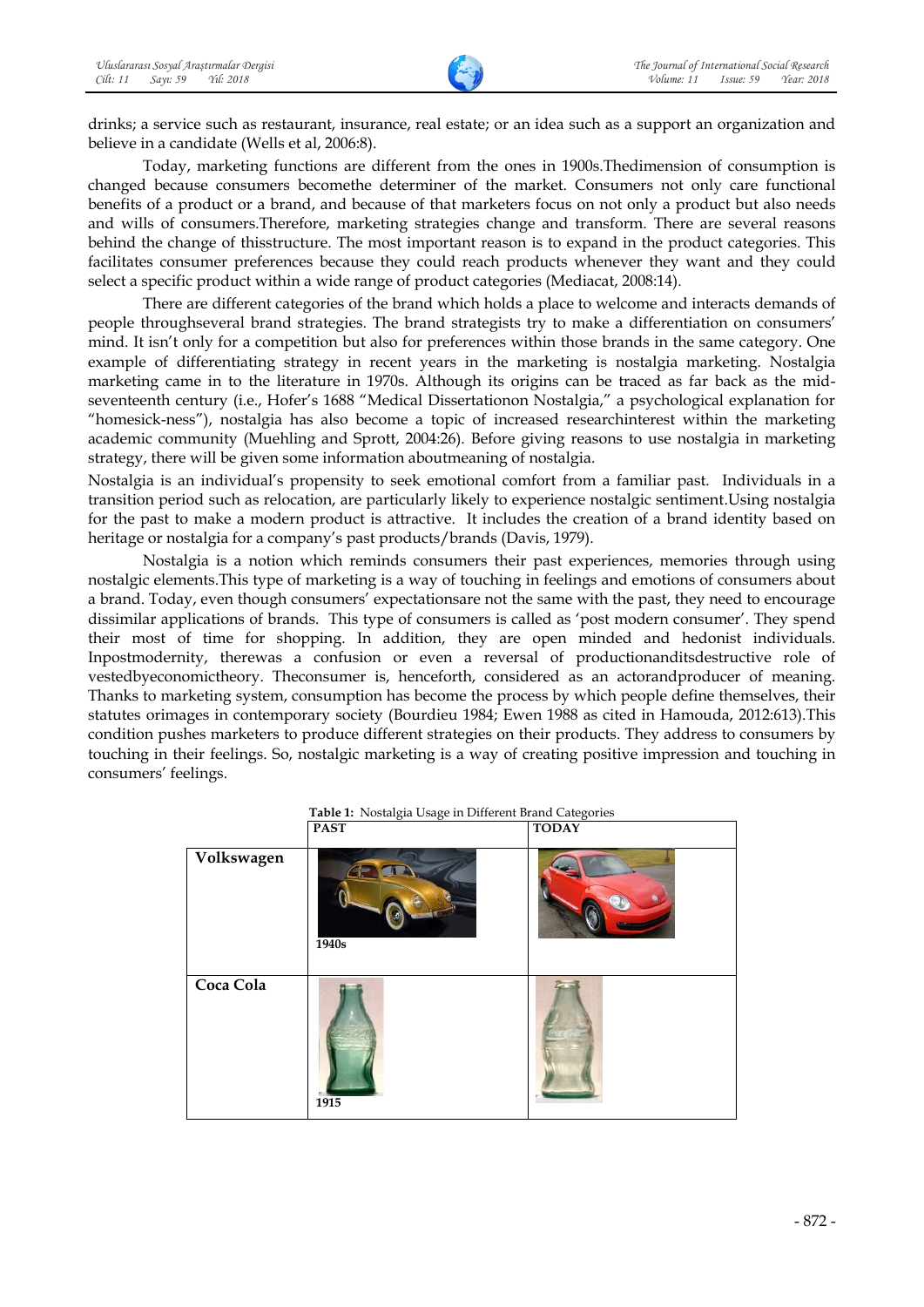drinks; a service such as restaurant, insurance, real estate; or an idea such as a support an organization and believe in a candidate (Wells et al, 2006:8).

Today, marketing functions are different from the ones in 1900s.Thedimension of consumption is changed because consumers becomethe determiner of the market. Consumers not only care functional benefits of a product or a brand, and because of that marketers focus on not only a product but also needs and wills of consumers.Therefore, marketing strategies change and transform. There are several reasons behind the change of thisstructure. The most important reason is to expand in the product categories. This facilitates consumer preferences because they could reach products whenever they want and they could select a specific product within a wide range of product categories (Mediacat, 2008:14).

There are different categories of the brand which holds a place to welcome and interacts demands of people throughseveral brand strategies. The brand strategists try to make a differentiation on consumers' mind. It isn't only for a competition but also for preferences within those brands in the same category. One example of differentiating strategy in recent years in the marketing is nostalgia marketing. Nostalgia marketing came in to the literature in 1970s. Although its origins can be traced as far back as the mid-seventeenth century (i.e., Hofer's 1688 "Medical Dissertationon Nostalgia," a psychological explanation for "homesick-ness"), nostalgia has also become a topic of increased researchinterest within the marketing academic community (Muehling and Sprott, 2004:26). Before giving reasons to use nostalgia in marketing strategy, there will be given some information aboutmeaning of nostalgia.

Nostalgia is an individual's propensity to seek emotional comfort from a familiar past. Individuals in a transition period such as relocation, are particularly likely to experience nostalgic sentiment.Using nostalgia for the past to make a modern product is attractive. It includes the creation of a brand identity based on heritage or nostalgia for a company's past products/brands (Davis, 1979).

Nostalgia is a notion which reminds consumers their past experiences, memories through using nostalgic elements.This type of marketing is a way of touching in feelings and emotions of consumers about a brand. Today, even though consumers' expectationsare not the same with the past, they need to encourage dissimilar applications of brands. This type of consumers is called as 'post modern consumer'. They spend their most of time for shopping. In addition, they are open minded and hedonist individuals. Inpostmodernity, therewas a confusion or even a reversal of productionanditsdestructive role of vestedbyeconomictheory. Theconsumer is, henceforth, considered as an actorandproducer of meaning. Thanks to marketing system, consumption has become the process by which people define themselves, their statutes orimages in contemporary society (Bourdieu 1984; Ewen 1988 as cited in Hamouda, 2012:613).This condition pushes marketers to produce different strategies on their products. They address to consumers by touching in their feelings. So, nostalgic marketing is a way of creating positive impression and touching in consumers' feelings.

**Table 1:** Nostalgia Usage in Different Brand Categories

| | PAST | TODAY |
|---|---|---|
| **Volkswagen** | 1940s | |
| **Coca Cola** | 1915 | |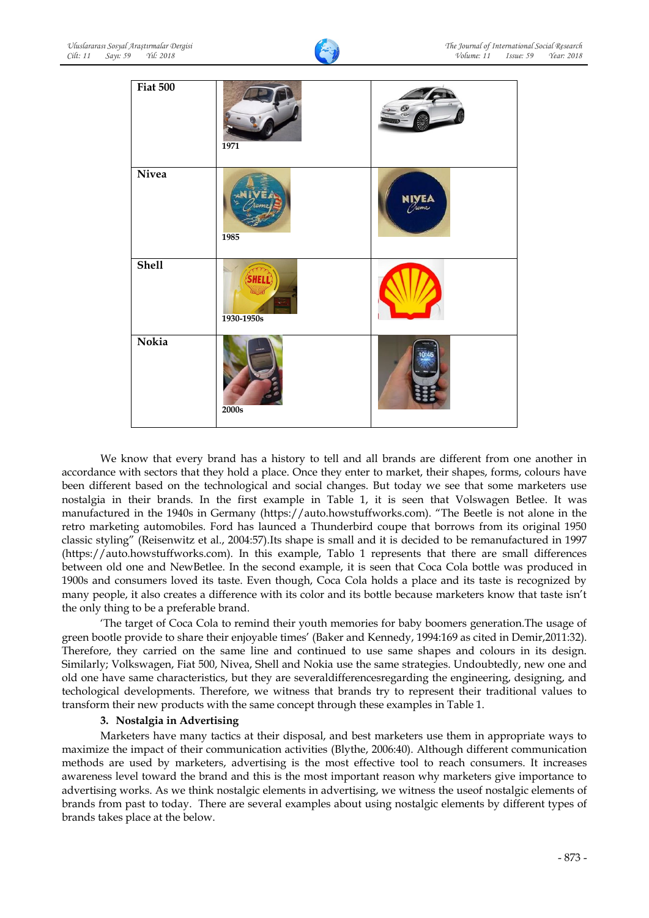| Fiat 500 | 1971 | |
|---|---|---|
| Nivea | 1985 | |
| Shell | 1930-1950s | |
| Nokia | 2000s | |

We know that every brand has a history to tell and all brands are different from one another in accordance with sectors that they hold a place. Once they enter to market, their shapes, forms, colours have been different based on the technological and social changes. But today we see that some marketers use nostalgia in their brands. In the first example in Table 1, it is seen that Volswagen Betlee. It was manufactured in the 1940s in Germany (https://auto.howstuffworks.com). "The Beetle is not alone in the retro marketing automobiles. Ford has launced a Thunderbird coupe that borrows from its original 1950 classic styling" (Reisenwitz et al., 2004:57).Its shape is small and it is decided to be remanufactured in 1997 (https://auto.howstuffworks.com). In this example, Tablo 1 represents that there are small differences between old one and NewBetlee. In the second example, it is seen that Coca Cola bottle was produced in 1900s and consumers loved its taste. Even though, Coca Cola holds a place and its taste is recognized by many people, it also creates a difference with its color and its bottle because marketers know that taste isn't the only thing to be a preferable brand.

'The target of Coca Cola to remind their youth memories for baby boomers generation.The usage of green bootle provide to share their enjoyable times' (Baker and Kennedy, 1994:169 as cited in Demir,2011:32). Therefore, they carried on the same line and continued to use same shapes and colours in its design. Similarly; Volkswagen, Fiat 500, Nivea, Shell and Nokia use the same strategies. Undoubtedly, new one and old one have same characteristics, but they are severaldifferencesregarding the engineering, designing, and techological developments. Therefore, we witness that brands try to represent their traditional values to transform their new products with the same concept through these examples in Table 1.

## 3. Nostalgia in Advertising

Marketers have many tactics at their disposal, and best marketers use them in appropriate ways to maximize the impact of their communication activities (Blythe, 2006:40). Although different communication methods are used by marketers, advertising is the most effective tool to reach consumers. It increases awareness level toward the brand and this is the most important reason why marketers give importance to advertising works. As we think nostalgic elements in advertising, we witness the useof nostalgic elements of brands from past to today. There are several examples about using nostalgic elements by different types of brands takes place at the below.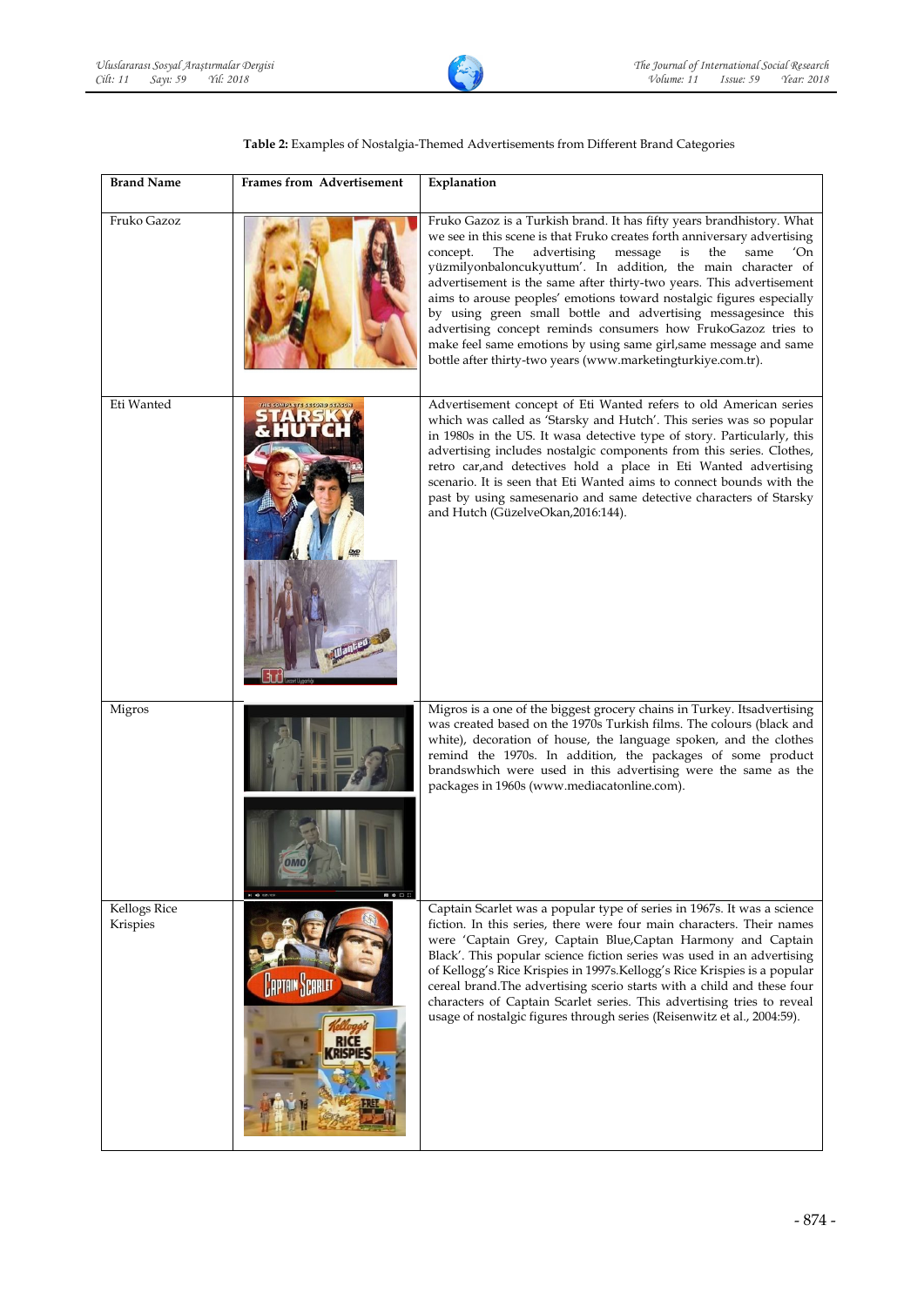**Table 2:** Examples of Nostalgia-Themed Advertisements from Different Brand Categories

| Brand Name | Frames from Advertisement | Explanation |
|---|---|---|
| Fruko Gazoz | | Fruko Gazoz is a Turkish brand. It has fifty years brandhistory. What we see in this scene is that Fruko creates forth anniversary advertising concept. The advertising message is the same 'On yüzmilyonbaloncukyuttum'. In addition, the main character of advertisement is the same after thirty-two years. This advertisement aims to arouse peoples' emotions toward nostalgic figures especially by using green small bottle and advertising messagesince this advertising concept reminds consumers how FrukoGazoz tries to make feel same emotions by using same girl,same message and same bottle after thirty-two years (www.marketingturkiye.com.tr). |
| Eti Wanted | | Advertisement concept of Eti Wanted refers to old American series which was called as 'Starsky and Hutch'. This series was so popular in 1980s in the US. It wasa detective type of story. Particularly, this advertising includes nostalgic components from this series. Clothes, retro car,and detectives hold a place in Eti Wanted advertising scenario. It is seen that Eti Wanted aims to connect bounds with the past by using samesenario and same detective characters of Starsky and Hutch (GüzelveOkan,2016:144). |
| Migros | | Migros is a one of the biggest grocery chains in Turkey. Itsadvertising was created based on the 1970s Turkish films. The colours (black and white), decoration of house, the language spoken, and the clothes remind the 1970s. In addition, the packages of some product brandswhich were used in this advertising were the same as the packages in 1960s (www.mediacatonline.com). |
| Kellogs Rice Krispies | | Captain Scarlet was a popular type of series in 1967s. It was a science fiction. In this series, there were four main characters. Their names were 'Captain Grey, Captain Blue,Captan Harmony and Captain Black'. This popular science fiction series was used in an advertising of Kellogg's Rice Krispies in 1997s.Kellogg's Rice Krispies is a popular cereal brand.The advertising scerio starts with a child and these four characters of Captain Scarlet series. This advertising tries to reveal usage of nostalgic figures through series (Reisenwitz et al., 2004:59). |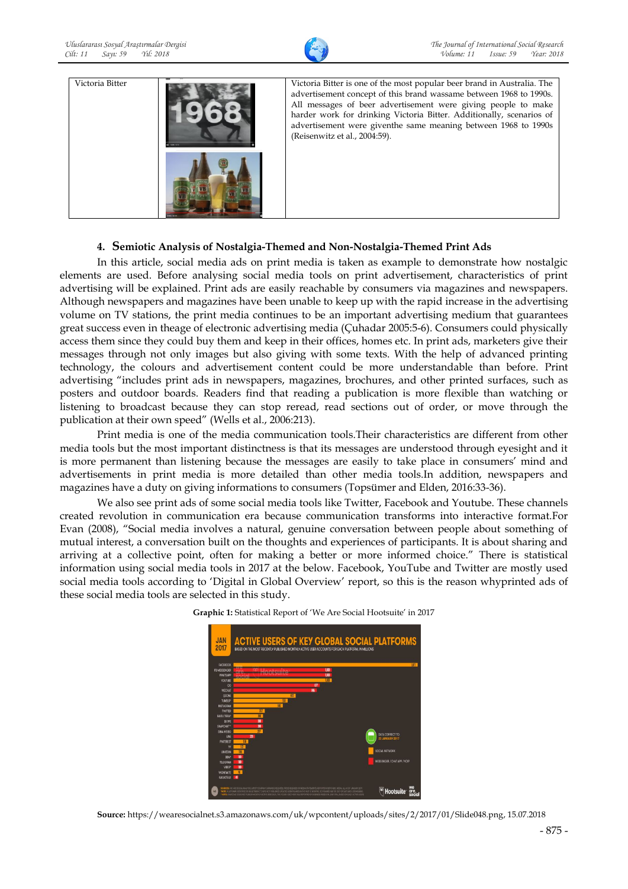| Victoria Bitter | | Victoria Bitter is one of the most popular beer brand in Australia. The advertisement concept of this brand wassame between 1968 to 1990s. All messages of beer advertisement were giving people to make harder work for drinking Victoria Bitter. Additionally, scenarios of advertisement were giventhe same meaning between 1968 to 1990s (Reisenwitz et al., 2004:59). |
|---|---|---|

#### 4. Semiotic Analysis of Nostalgia-Themed and Non-Nostalgia-Themed Print Ads

In this article, social media ads on print media is taken as example to demonstrate how nostalgic elements are used. Before analysing social media tools on print advertisement, characteristics of print advertising will be explained. Print ads are easily reachable by consumers via magazines and newspapers. Although newspapers and magazines have been unable to keep up with the rapid increase in the advertising volume on TV stations, the print media continues to be an important advertising medium that guarantees great success even in theage of electronic advertising media (Çuhadar 2005:5-6). Consumers could physically access them since they could buy them and keep in their offices, homes etc. In print ads, marketers give their messages through not only images but also giving with some texts. With the help of advanced printing technology, the colours and advertisement content could be more understandable than before. Print advertising "includes print ads in newspapers, magazines, brochures, and other printed surfaces, such as posters and outdoor boards. Readers find that reading a publication is more flexible than watching or listening to broadcast because they can stop reread, read sections out of order, or move through the publication at their own speed" (Wells et al., 2006:213).

Print media is one of the media communication tools.Their characteristics are different from other media tools but the most important distinctness is that its messages are understood through eyesight and it is more permanent than listening because the messages are easily to take place in consumers' mind and advertisements in print media is more detailed than other media tools.In addition, newspapers and magazines have a duty on giving informations to consumers (Topsümer and Elden, 2016:33-36).

We also see print ads of some social media tools like Twitter, Facebook and Youtube. These channels created revolution in communication era because communication transforms into interactive format.For Evan (2008), "Social media involves a natural, genuine conversation between people about something of mutual interest, a conversation built on the thoughts and experiences of participants. It is about sharing and arriving at a collective point, often for making a better or more informed choice." There is statistical information using social media tools in 2017 at the below. Facebook, YouTube and Twitter are mostly used social media tools according to 'Digital in Global Overview' report, so this is the reason whyprinted ads of these social media tools are selected in this study.

**Graphic 1:** Statistical Report of 'We Are Social Hootsuite' in 2017

**Source:** https://wearesocialnet.s3.amazonaws.com/uk/wpcontent/uploads/sites/2/2017/01/Slide048.png, 15.07.2018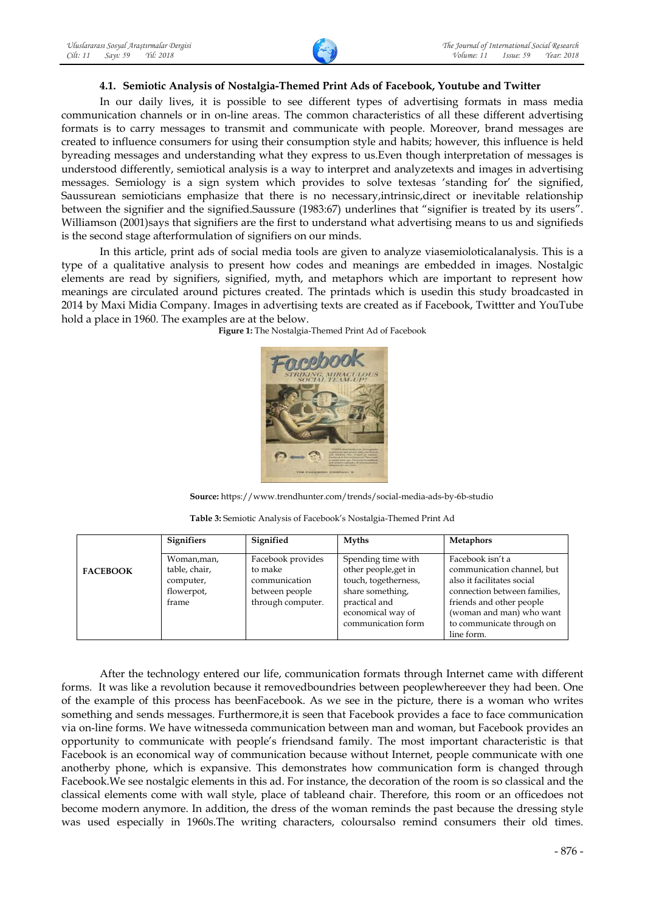### 4.1. Semiotic Analysis of Nostalgia-Themed Print Ads of Facebook, Youtube and Twitter

In our daily lives, it is possible to see different types of advertising formats in mass media communication channels or in on-line areas. The common characteristics of all these different advertising formats is to carry messages to transmit and communicate with people. Moreover, brand messages are created to influence consumers for using their consumption style and habits; however, this influence is held byreading messages and understanding what they express to us.Even though interpretation of messages is understood differently, semiotical analysis is a way to interpret and analyzetexts and images in advertising messages. Semiology is a sign system which provides to solve textesas 'standing for' the signified, Saussurean semioticians emphasize that there is no necessary,intrinsic,direct or inevitable relationship between the signifier and the signified.Saussure (1983:67) underlines that "signifier is treated by its users". Williamson (2001)says that signifiers are the first to understand what advertising means to us and signifieds is the second stage afterformulation of signifiers on our minds.

In this article, print ads of social media tools are given to analyze viasemioloticalanalysis. This is a type of a qualitative analysis to present how codes and meanings are embedded in images. Nostalgic elements are read by signifiers, signified, myth, and metaphors which are important to represent how meanings are circulated around pictures created. The printads which is usedin this study broadcasted in 2014 by Maxi Midia Company. Images in advertising texts are created as if Facebook, Twittter and YouTube hold a place in 1960. The examples are at the below.

**Figure 1:** The Nostalgia-Themed Print Ad of Facebook

**Source:** https://www.trendhunter.com/trends/social-media-ads-by-6b-studio

**Table 3:** Semiotic Analysis of Facebook's Nostalgia-Themed Print Ad

| | **Signifiers** | **Signified** | **Myths** | **Metaphors** |
|---|---|---|---|---|
| **FACEBOOK** | Woman,man, table, chair, computer, flowerpot, frame | Facebook provides to make communication between people through computer. | Spending time with other people,get in touch, togetherness, share something, practical and economical way of communication form | Facebook isn't a communication channel, but also it facilitates social connection between families, friends and other people (woman and man) who want to communicate through on line form. |

After the technology entered our life, communication formats through Internet came with different forms. It was like a revolution because it removedboundries between peoplewhereever they had been. One of the example of this process has beenFacebook. As we see in the picture, there is a woman who writes something and sends messages. Furthermore,it is seen that Facebook provides a face to face communication via on-line forms. We have witnesseda communication between man and woman, but Facebook provides an opportunity to communicate with people's friendsand family. The most important characteristic is that Facebook is an economical way of communication because without Internet, people communicate with one anotherby phone, which is expansive. This demonstrates how communication form is changed through Facebook.We see nostalgic elements in this ad. For instance, the decoration of the room is so classical and the classical elements come with wall style, place of tableand chair. Therefore, this room or an officedoes not become modern anymore. In addition, the dress of the woman reminds the past because the dressing style was used especially in 1960s.The writing characters, coloursalso remind consumers their old times.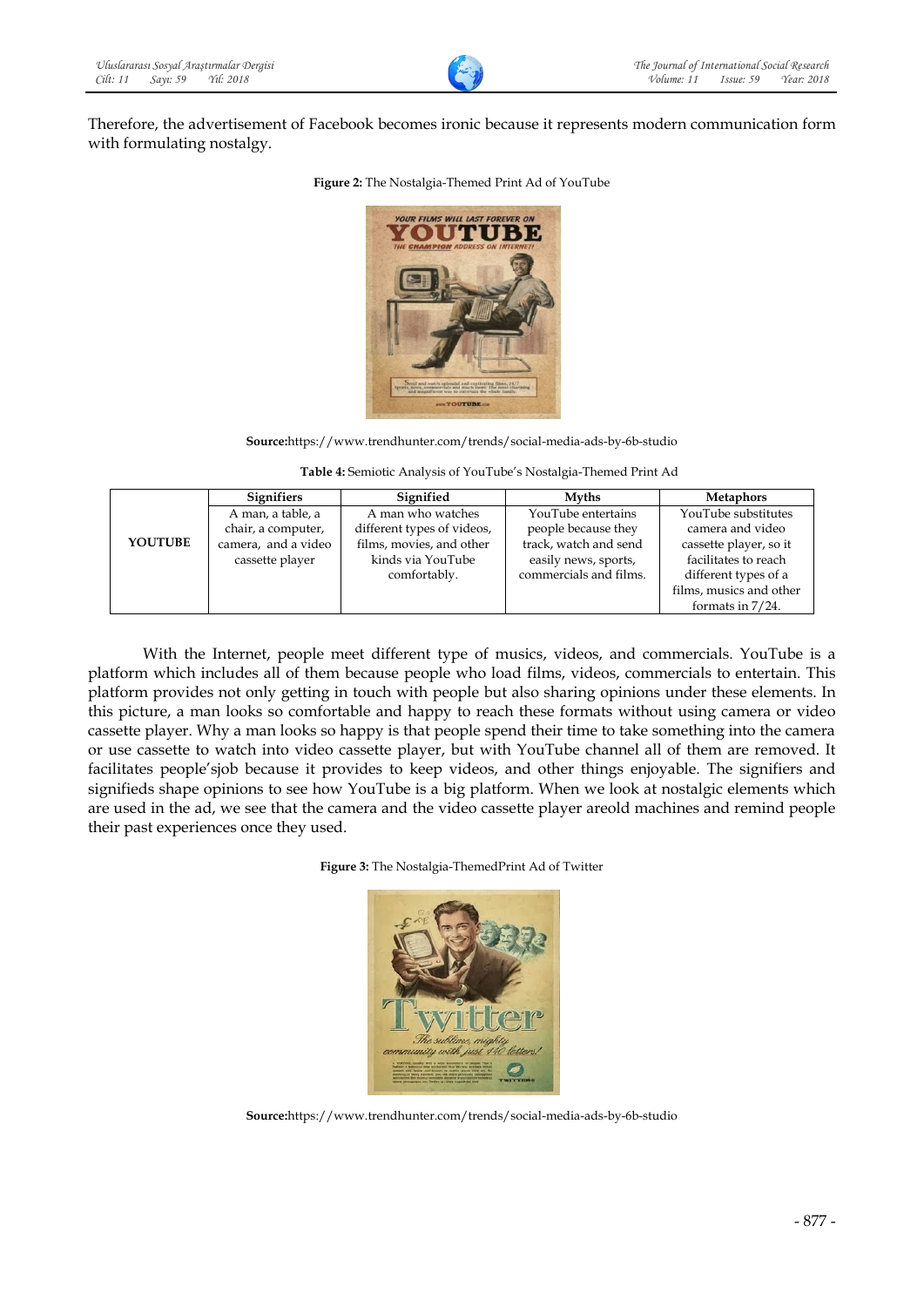Therefore, the advertisement of Facebook becomes ironic because it represents modern communication form with formulating nostalgy.

**Figure 2:** The Nostalgia-Themed Print Ad of YouTube

**Source:**https://www.trendhunter.com/trends/social-media-ads-by-6b-studio

**Table 4:** Semiotic Analysis of YouTube's Nostalgia-Themed Print Ad

| | Signifiers | Signified | Myths | Metaphors |
|---|---|---|---|---|
| **YOUTUBE** | A man, a table, a chair, a computer, camera, and a video cassette player | A man who watches different types of videos, films, movies, and other kinds via YouTube comfortably. | YouTube entertains people because they track, watch and send easily news, sports, commercials and films. | YouTube substitutes camera and video cassette player, so it facilitates to reach different types of a films, musics and other formats in 7/24. |

With the Internet, people meet different type of musics, videos, and commercials. YouTube is a platform which includes all of them because people who load films, videos, commercials to entertain. This platform provides not only getting in touch with people but also sharing opinions under these elements. In this picture, a man looks so comfortable and happy to reach these formats without using camera or video cassette player. Why a man looks so happy is that people spend their time to take something into the camera or use cassette to watch into video cassette player, but with YouTube channel all of them are removed. It facilitates people'sjob because it provides to keep videos, and other things enjoyable. The signifiers and signifieds shape opinions to see how YouTube is a big platform. When we look at nostalgic elements which are used in the ad, we see that the camera and the video cassette player areold machines and remind people their past experiences once they used.

**Figure 3:** The Nostalgia-ThemedPrint Ad of Twitter

**Source:**https://www.trendhunter.com/trends/social-media-ads-by-6b-studio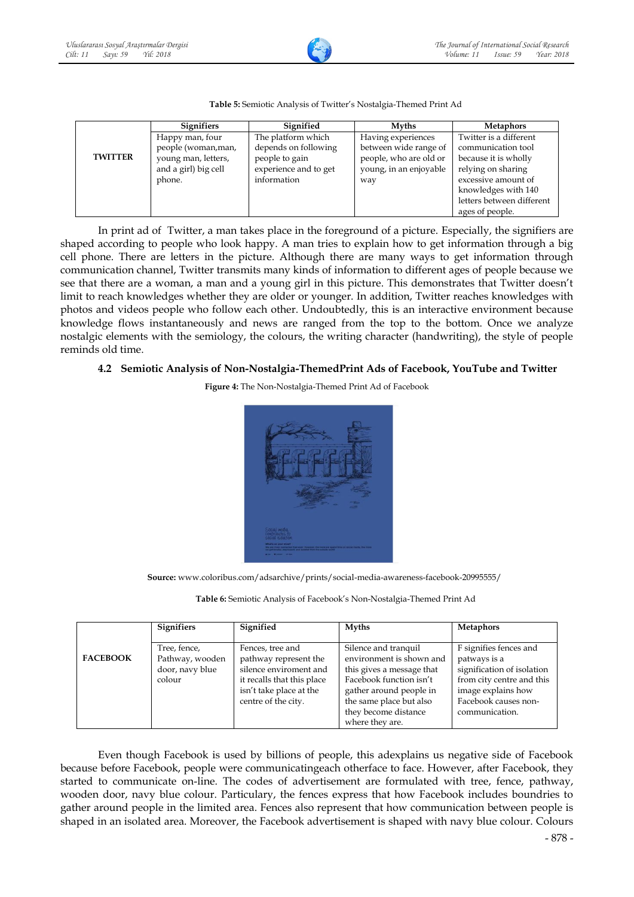**Table 5:** Semiotic Analysis of Twitter's Nostalgia-Themed Print Ad

| | Signifiers | Signified | Myths | Metaphors |
|---|---|---|---|---|
| **TWITTER** | Happy man, four people (woman,man, young man, letters, and a girl) big cell phone. | The platform which depends on following people to gain experience and to get information | Having experiences between wide range of people, who are old or young, in an enjoyable way | Twitter is a different communication tool because it is wholly relying on sharing excessive amount of knowledges with 140 letters between different ages of people. |

In print ad of Twitter, a man takes place in the foreground of a picture. Especially, the signifiers are shaped according to people who look happy. A man tries to explain how to get information through a big cell phone. There are letters in the picture. Although there are many ways to get information through communication channel, Twitter transmits many kinds of information to different ages of people because we see that there are a woman, a man and a young girl in this picture. This demonstrates that Twitter doesn't limit to reach knowledges whether they are older or younger. In addition, Twitter reaches knowledges with photos and videos people who follow each other. Undoubtedly, this is an interactive environment because knowledge flows instantaneously and news are ranged from the top to the bottom. Once we analyze nostalgic elements with the semiology, the colours, the writing character (handwriting), the style of people reminds old time.

### 4.2 Semiotic Analysis of Non-Nostalgia-ThemedPrint Ads of Facebook, YouTube and Twitter

**Figure 4:** The Non-Nostalgia-Themed Print Ad of Facebook

**Source:** www.coloribus.com/adsarchive/prints/social-media-awareness-facebook-20995555/

**Table 6:** Semiotic Analysis of Facebook's Non-Nostalgia-Themed Print Ad

| | Signifiers | Signified | Myths | Metaphors |
|---|---|---|---|---|
| **FACEBOOK** | Tree, fence, Pathway, wooden door, navy blue colour | Fences, tree and pathway represent the silence enviroment and it recalls that this place isn't take place at the centre of the city. | Silence and tranquil environment is shown and this gives a message that Facebook function isn't gather around people in the same place but also they become distance where they are. | F signifies fences and patways is a signification of isolation from city centre and this image explains how Facebook causes non-communication. |

Even though Facebook is used by billions of people, this adexplains us negative side of Facebook because before Facebook, people were communicatingeach otherface to face. However, after Facebook, they started to communicate on-line. The codes of advertisement are formulated with tree, fence, pathway, wooden door, navy blue colour. Particulary, the fences express that how Facebook includes boundries to gather around people in the limited area. Fences also represent that how communication between people is shaped in an isolated area. Moreover, the Facebook advertisement is shaped with navy blue colour. Colours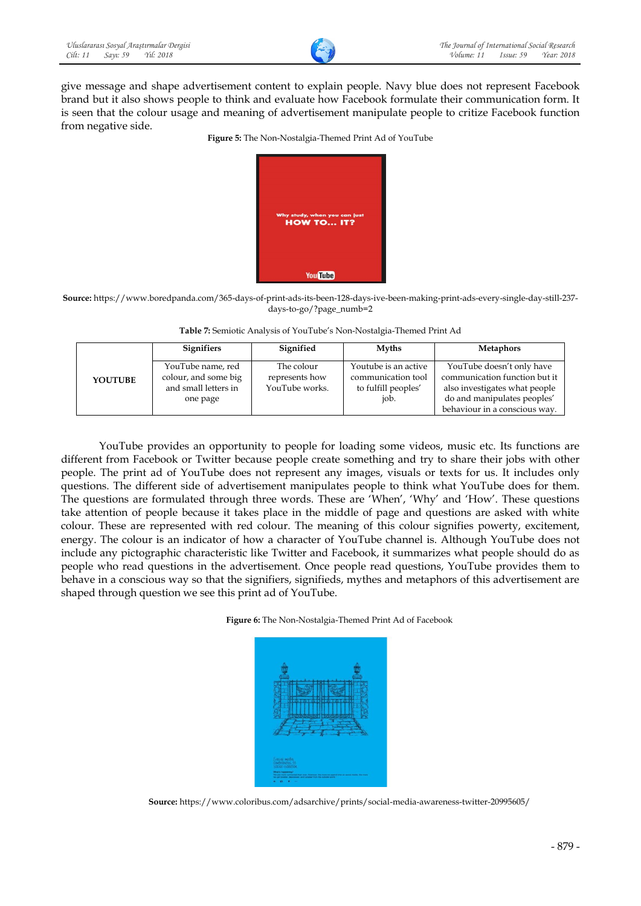give message and shape advertisement content to explain people. Navy blue does not represent Facebook brand but it also shows people to think and evaluate how Facebook formulate their communication form. It is seen that the colour usage and meaning of advertisement manipulate people to critize Facebook function from negative side.

**Figure 5:** The Non-Nostalgia-Themed Print Ad of YouTube

**Source:** https://www.boredpanda.com/365-days-of-print-ads-its-been-128-days-ive-been-making-print-ads-every-single-day-still-237-days-to-go/?page_numb=2

**Table 7:** Semiotic Analysis of YouTube's Non-Nostalgia-Themed Print Ad

| | Signifiers | Signified | Myths | Metaphors |
|---|---|---|---|---|
| **YOUTUBE** | YouTube name, red colour, and some big and small letters in one page | The colour represents how YouTube works. | Youtube is an active communication tool to fulfill peoples' job. | YouTube doesn't only have communication function but it also investigates what people do and manipulates peoples' behaviour in a conscious way. |

YouTube provides an opportunity to people for loading some videos, music etc. Its functions are different from Facebook or Twitter because people create something and try to share their jobs with other people. The print ad of YouTube does not represent any images, visuals or texts for us. It includes only questions. The different side of advertisement manipulates people to think what YouTube does for them. The questions are formulated through three words. These are 'When', 'Why' and 'How'. These questions take attention of people because it takes place in the middle of page and questions are asked with white colour. These are represented with red colour. The meaning of this colour signifies powerty, excitement, energy. The colour is an indicator of how a character of YouTube channel is. Although YouTube does not include any pictographic characteristic like Twitter and Facebook, it summarizes what people should do as people who read questions in the advertisement. Once people read questions, YouTube provides them to behave in a conscious way so that the signifiers, signifieds, mythes and metaphors of this advertisement are shaped through question we see this print ad of YouTube.

**Figure 6:** The Non-Nostalgia-Themed Print Ad of Facebook

**Source:** https://www.coloribus.com/adsarchive/prints/social-media-awareness-twitter-20995605/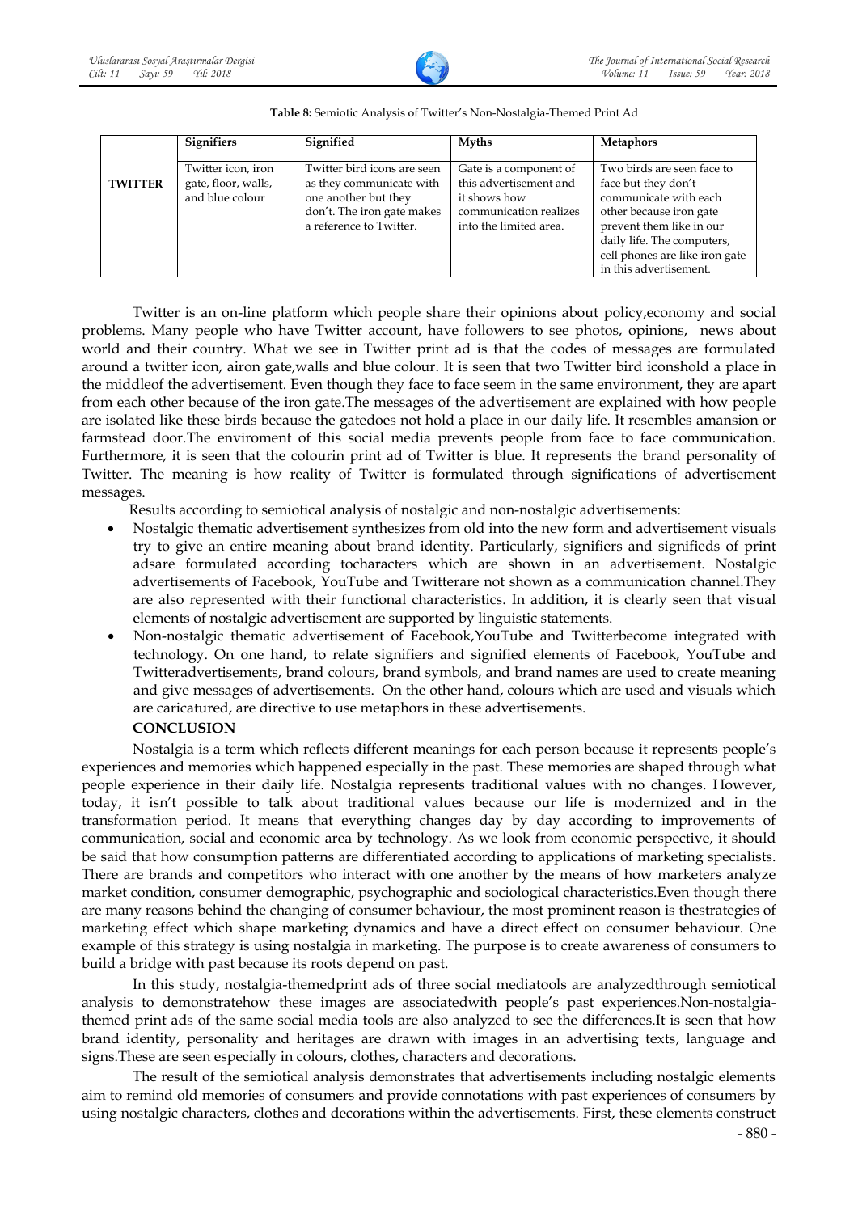**Table 8:** Semiotic Analysis of Twitter's Non-Nostalgia-Themed Print Ad

| | Signifiers | Signified | Myths | Metaphors |
|---|---|---|---|---|
| **TWITTER** | Twitter icon, iron gate, floor, walls, and blue colour | Twitter bird icons are seen as they communicate with one another but they don't. The iron gate makes a reference to Twitter. | Gate is a component of this advertisement and it shows how communication realizes into the limited area. | Two birds are seen face to face but they don't communicate with each other because iron gate prevent them like in our daily life. The computers, cell phones are like iron gate in this advertisement. |

Twitter is an on-line platform which people share their opinions about policy,economy and social problems. Many people who have Twitter account, have followers to see photos, opinions, news about world and their country. What we see in Twitter print ad is that the codes of messages are formulated around a twitter icon, airon gate,walls and blue colour. It is seen that two Twitter bird iconshold a place in the middleof the advertisement. Even though they face to face seem in the same environment, they are apart from each other because of the iron gate.The messages of the advertisement are explained with how people are isolated like these birds because the gatedoes not hold a place in our daily life. It resembles amansion or farmstead door.The enviroment of this social media prevents people from face to face communication. Furthermore, it is seen that the colourin print ad of Twitter is blue. It represents the brand personality of Twitter. The meaning is how reality of Twitter is formulated through significations of advertisement messages.

Results according to semiotical analysis of nostalgic and non-nostalgic advertisements:

- Nostalgic thematic advertisement synthesizes from old into the new form and advertisement visuals try to give an entire meaning about brand identity. Particularly, signifiers and signifieds of print adsare formulated according tocharacters which are shown in an advertisement. Nostalgic advertisements of Facebook, YouTube and Twitterare not shown as a communication channel.They are also represented with their functional characteristics. In addition, it is clearly seen that visual elements of nostalgic advertisement are supported by linguistic statements.
- Non-nostalgic thematic advertisement of Facebook,YouTube and Twitterbecome integrated with technology. On one hand, to relate signifiers and signified elements of Facebook, YouTube and Twitteradvertisements, brand colours, brand symbols, and brand names are used to create meaning and give messages of advertisements. On the other hand, colours which are used and visuals which are caricatured, are directive to use metaphors in these advertisements.

## CONCLUSION

Nostalgia is a term which reflects different meanings for each person because it represents people's experiences and memories which happened especially in the past. These memories are shaped through what people experience in their daily life. Nostalgia represents traditional values with no changes. However, today, it isn't possible to talk about traditional values because our life is modernized and in the transformation period. It means that everything changes day by day according to improvements of communication, social and economic area by technology. As we look from economic perspective, it should be said that how consumption patterns are differentiated according to applications of marketing specialists. There are brands and competitors who interact with one another by the means of how marketers analyze market condition, consumer demographic, psychographic and sociological characteristics.Even though there are many reasons behind the changing of consumer behaviour, the most prominent reason is thestrategies of marketing effect which shape marketing dynamics and have a direct effect on consumer behaviour. One example of this strategy is using nostalgia in marketing. The purpose is to create awareness of consumers to build a bridge with past because its roots depend on past.

In this study, nostalgia-themedprint ads of three social mediatools are analyzedthrough semiotical analysis to demonstratehow these images are associatedwith people's past experiences.Non-nostalgia-themed print ads of the same social media tools are also analyzed to see the differences.It is seen that how brand identity, personality and heritages are drawn with images in an advertising texts, language and signs.These are seen especially in colours, clothes, characters and decorations.

The result of the semiotical analysis demonstrates that advertisements including nostalgic elements aim to remind old memories of consumers and provide connotations with past experiences of consumers by using nostalgic characters, clothes and decorations within the advertisements. First, these elements construct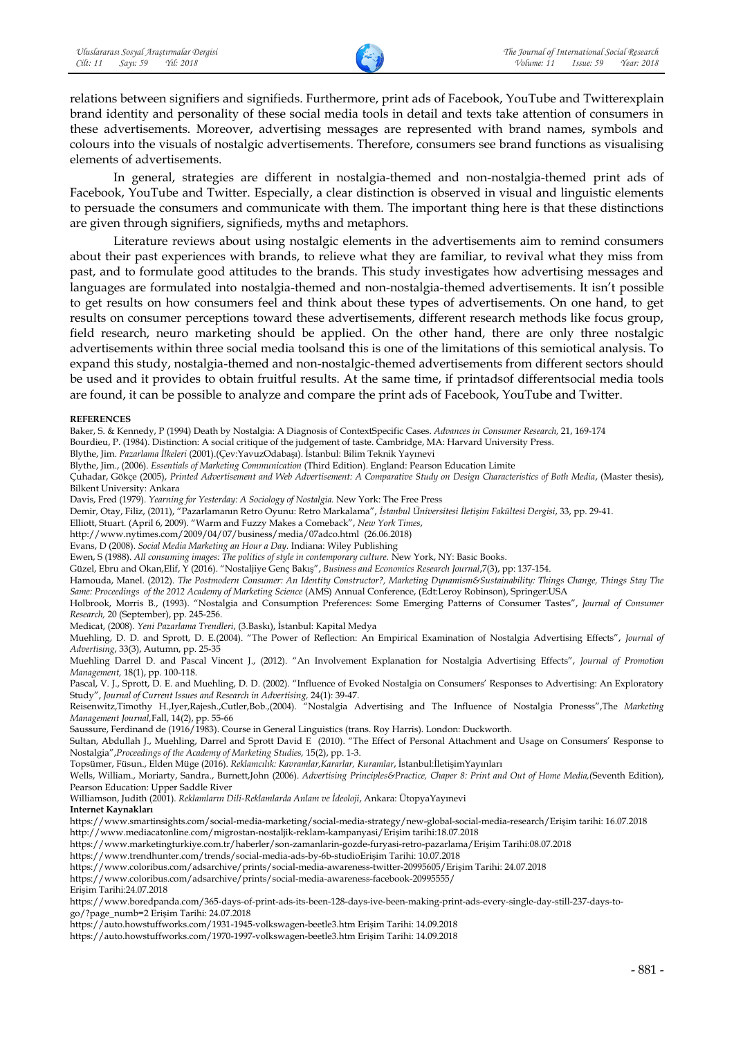relations between signifiers and signifieds. Furthermore, print ads of Facebook, YouTube and Twitterexplain brand identity and personality of these social media tools in detail and texts take attention of consumers in these advertisements. Moreover, advertising messages are represented with brand names, symbols and colours into the visuals of nostalgic advertisements. Therefore, consumers see brand functions as visualising elements of advertisements.

In general, strategies are different in nostalgia-themed and non-nostalgia-themed print ads of Facebook, YouTube and Twitter. Especially, a clear distinction is observed in visual and linguistic elements to persuade the consumers and communicate with them. The important thing here is that these distinctions are given through signifiers, signifieds, myths and metaphors.

Literature reviews about using nostalgic elements in the advertisements aim to remind consumers about their past experiences with brands, to relieve what they are familiar, to revival what they miss from past, and to formulate good attitudes to the brands. This study investigates how advertising messages and languages are formulated into nostalgia-themed and non-nostalgia-themed advertisements. It isn't possible to get results on how consumers feel and think about these types of advertisements. On one hand, to get results on consumer perceptions toward these advertisements, different research methods like focus group, field research, neuro marketing should be applied. On the other hand, there are only three nostalgic advertisements within three social media toolsand this is one of the limitations of this semiotical analysis. To expand this study, nostalgia-themed and non-nostalgic-themed advertisements from different sectors should be used and it provides to obtain fruitful results. At the same time, if printadsof differentsocial media tools are found, it can be possible to analyze and compare the print ads of Facebook, YouTube and Twitter.

**REFERENCES**

Baker, S. & Kennedy, P (1994) Death by Nostalgia: A Diagnosis of ContextSpecific Cases. *Advances in Consumer Research,* 21, 169-174

Bourdieu, P. (1984). Distinction: A social critique of the judgement of taste. Cambridge, MA: Harvard University Press.

Blythe, Jim. *Pazarlama İlkeleri* (2001).(Çev:YavuzOdabaşı). İstanbul: Bilim Teknik Yayınevi

Blythe, Jim., (2006). *Essentials of Marketing Communication* (Third Edition). England: Pearson Education Limite

Çuhadar, Gökçe (2005), *Printed Advertisement and Web Advertisement: A Comparative Study on Design Characteristics of Both Media*, (Master thesis), Bilkent University: Ankara

Davis, Fred (1979). *Yearning for Yesterday: A Sociology of Nostalgia.* New York: The Free Press

Demir, Otay, Filiz, (2011), "Pazarlamanın Retro Oyunu: Retro Markalama", *İstanbul Üniversitesi İletişim Fakültesi Dergisi*, 33, pp. 29-41.

Elliott, Stuart. (April 6, 2009). "Warm and Fuzzy Makes a Comeback", *New York Times*,

http://www.nytimes.com/2009/04/07/business/media/07adco.html (26.06.2018)

Evans, D (2008). *Social Media Marketing an Hour a Day.* Indiana: Wiley Publishing

Ewen, S (1988). *All consuming images: The politics of style in contemporary culture.* New York, NY: Basic Books.

Güzel, Ebru and Okan,Elif, Y (2016). "Nostaljiye Genç Bakış", *Business and Economics Research Journal*,7(3), pp: 137-154.

Hamouda, Manel. (2012). *The Postmodern Consumer: An Identity Constructor?, Marketing Dynamism&Sustainability: Things Change, Things Stay The Same: Proceedings of the 2012 Academy of Marketing Science* (AMS) Annual Conference, (Edt:Leroy Robinson), Springer:USA

Holbrook, Morris B., (1993). "Nostalgia and Consumption Preferences: Some Emerging Patterns of Consumer Tastes", *Journal of Consumer Research,* 20 (September), pp. 245-256.

Medicat, (2008). *Yeni Pazarlama Trendleri*, (3.Baskı), İstanbul: Kapital Medya

Muehling, D. D. and Sprott, D. E.(2004). "The Power of Reflection: An Empirical Examination of Nostalgia Advertising Effects", *Journal of Advertising*, 33(3), Autumn, pp. 25-35

Muehling Darrel D. and Pascal Vincent J., (2012). "An Involvement Explanation for Nostalgia Advertising Effects", *Journal of Promotion Management,* 18(1), pp. 100-118.

Pascal, V. J., Sprott, D. E. and Muehling, D. D. (2002). "Influence of Evoked Nostalgia on Consumers' Responses to Advertising: An Exploratory Study", *Journal of Current Issues and Research in Advertising,* 24(1): 39-47.

Reisenwitz,Timothy H.,Iyer,Rajesh.,Cutler,Bob.,(2004). "Nostalgia Advertising and The Influence of Nostalgia Pronesss",The *Marketing Management Journal,*Fall, 14(2), pp. 55-66

Saussure, Ferdinand de (1916/1983). Course in General Linguistics (trans. Roy Harris). London: Duckworth.

Sultan, Abdullah J., Muehling, Darrel and Sprott David E (2010). "The Effect of Personal Attachment and Usage on Consumers' Response to Nostalgia",*Proceedings of the Academy of Marketing Studies,* 15(2), pp. 1-3.

Topsümer, Füsun., Elden Müge (2016). *Reklamcılık: Kavramlar,Kararlar, Kuramlar*, İstanbul:İletişimYayınları

Wells, William., Moriarty, Sandra., Burnett,John (2006). *Advertising Principles&Practice, Chaper 8: Print and Out of Home Media,(*Seventh Edition), Pearson Education: Upper Saddle River

Williamson, Judith (2001). *Reklamların Dili-Reklamlarda Anlam ve İdeoloji*, Ankara: ÜtopyaYayınevi

**Internet Kaynakları**

https://www.smartinsights.com/social-media-marketing/social-media-strategy/new-global-social-media-research/Erişim tarihi: 16.07.2018

http://www.mediacatonline.com/migrostan-nostaljik-reklam-kampanyasi/Erişim tarihi:18.07.2018

https://www.marketingturkiye.com.tr/haberler/son-zamanlarin-gozde-furyasi-retro-pazarlama/Erişim Tarihi:08.07.2018

https://www.trendhunter.com/trends/social-media-ads-by-6b-studioErişim Tarihi: 10.07.2018

https://www.coloribus.com/adsarchive/prints/social-media-awareness-twitter-20995605/Erişim Tarihi: 24.07.2018

https://www.coloribus.com/adsarchive/prints/social-media-awareness-facebook-20995555/
Erişim Tarihi:24.07.2018

https://www.boredpanda.com/365-days-of-print-ads-its-been-128-days-ive-been-making-print-ads-every-single-day-still-237-days-to-go/?page_numb=2 Erişim Tarihi: 24.07.2018

https://auto.howstuffworks.com/1931-1945-volkswagen-beetle3.htm Erişim Tarihi: 14.09.2018

https://auto.howstuffworks.com/1970-1997-volkswagen-beetle3.htm Erişim Tarihi: 14.09.2018